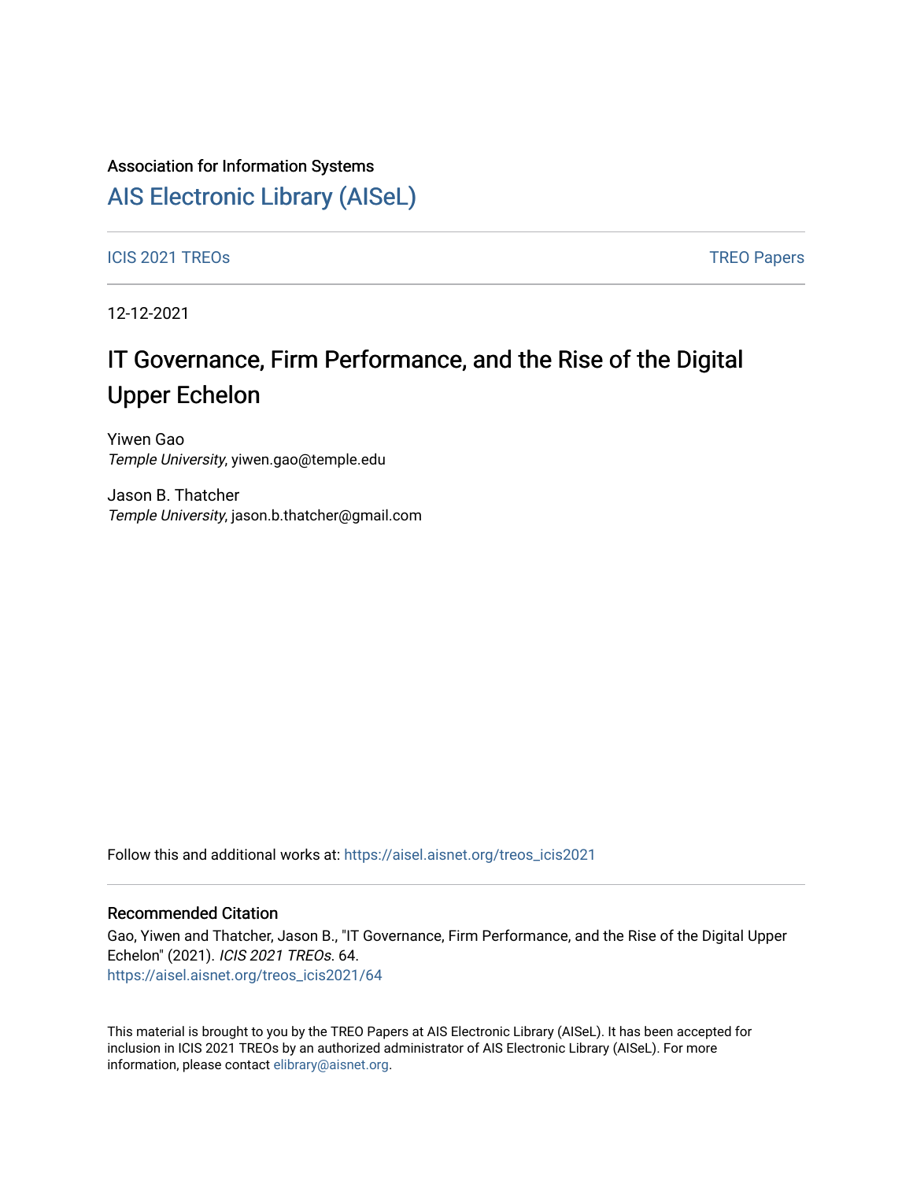Association for Information Systems

# AIS Electronic Library (AISeL)

ICIS 2021 TREOs

TREO Papers

12-12-2021

## IT Governance, Firm Performance, and the Rise of the Digital Upper Echelon

Yiwen Gao
*Temple University*, yiwen.gao@temple.edu

Jason B. Thatcher
*Temple University*, jason.b.thatcher@gmail.com

Follow this and additional works at: https://aisel.aisnet.org/treos_icis2021

### Recommended Citation

Gao, Yiwen and Thatcher, Jason B., "IT Governance, Firm Performance, and the Rise of the Digital Upper Echelon" (2021). *ICIS 2021 TREOs*. 64.
https://aisel.aisnet.org/treos_icis2021/64

This material is brought to you by the TREO Papers at AIS Electronic Library (AISeL). It has been accepted for inclusion in ICIS 2021 TREOs by an authorized administrator of AIS Electronic Library (AISeL). For more information, please contact elibrary@aisnet.org.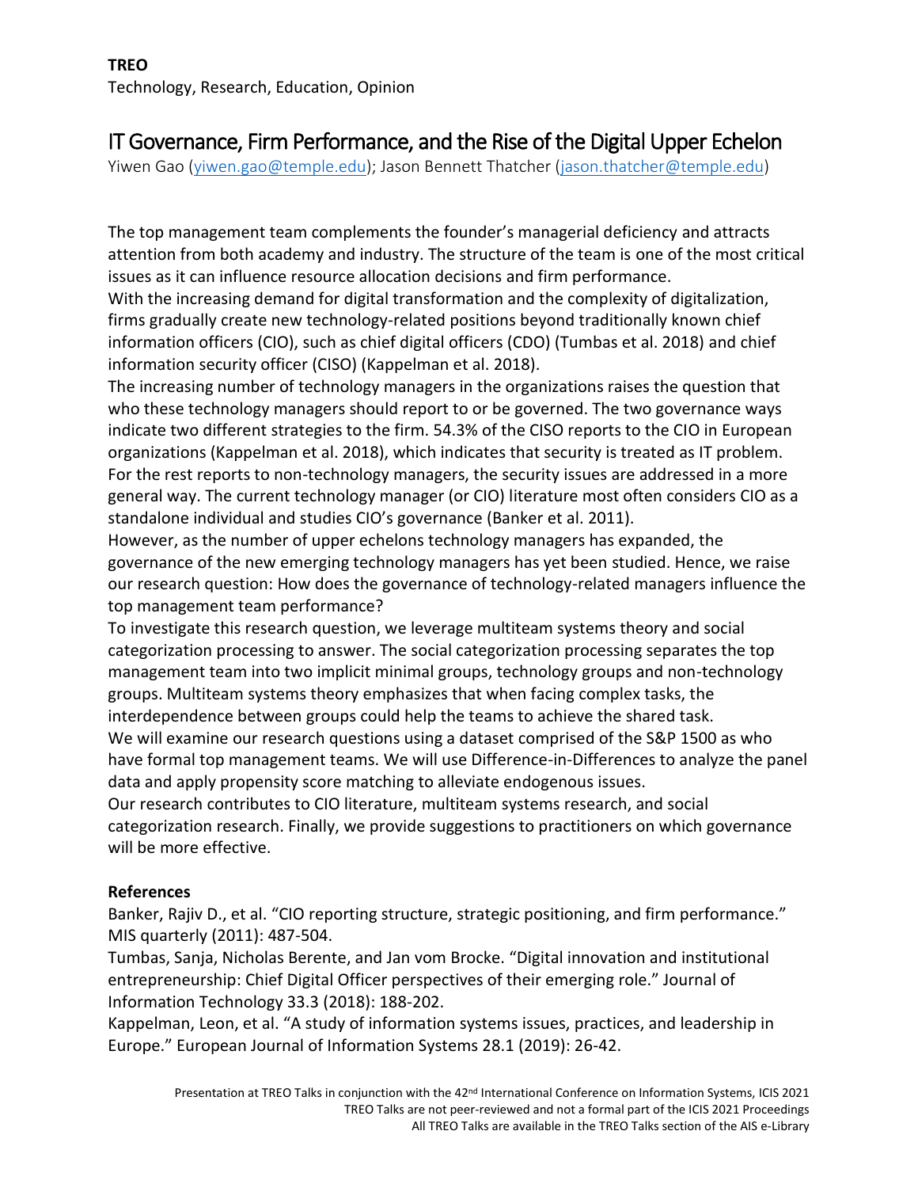**TREO**

Technology, Research, Education, Opinion

# IT Governance, Firm Performance, and the Rise of the Digital Upper Echelon

Yiwen Gao (yiwen.gao@temple.edu); Jason Bennett Thatcher (jason.thatcher@temple.edu)

The top management team complements the founder's managerial deficiency and attracts attention from both academy and industry. The structure of the team is one of the most critical issues as it can influence resource allocation decisions and firm performance.

With the increasing demand for digital transformation and the complexity of digitalization, firms gradually create new technology-related positions beyond traditionally known chief information officers (CIO), such as chief digital officers (CDO) (Tumbas et al. 2018) and chief information security officer (CISO) (Kappelman et al. 2018).

The increasing number of technology managers in the organizations raises the question that who these technology managers should report to or be governed. The two governance ways indicate two different strategies to the firm. 54.3% of the CISO reports to the CIO in European organizations (Kappelman et al. 2018), which indicates that security is treated as IT problem. For the rest reports to non-technology managers, the security issues are addressed in a more general way. The current technology manager (or CIO) literature most often considers CIO as a standalone individual and studies CIO's governance (Banker et al. 2011).

However, as the number of upper echelons technology managers has expanded, the governance of the new emerging technology managers has yet been studied. Hence, we raise our research question: How does the governance of technology-related managers influence the top management team performance?

To investigate this research question, we leverage multiteam systems theory and social categorization processing to answer. The social categorization processing separates the top management team into two implicit minimal groups, technology groups and non-technology groups. Multiteam systems theory emphasizes that when facing complex tasks, the interdependence between groups could help the teams to achieve the shared task.

We will examine our research questions using a dataset comprised of the S&P 1500 as who have formal top management teams. We will use Difference-in-Differences to analyze the panel data and apply propensity score matching to alleviate endogenous issues.

Our research contributes to CIO literature, multiteam systems research, and social categorization research. Finally, we provide suggestions to practitioners on which governance will be more effective.

**References**

Banker, Rajiv D., et al. "CIO reporting structure, strategic positioning, and firm performance." MIS quarterly (2011): 487-504.

Tumbas, Sanja, Nicholas Berente, and Jan vom Brocke. "Digital innovation and institutional entrepreneurship: Chief Digital Officer perspectives of their emerging role." Journal of Information Technology 33.3 (2018): 188-202.

Kappelman, Leon, et al. "A study of information systems issues, practices, and leadership in Europe." European Journal of Information Systems 28.1 (2019): 26-42.

Presentation at TREO Talks in conjunction with the 42nd International Conference on Information Systems, ICIS 2021
TREO Talks are not peer-reviewed and not a formal part of the ICIS 2021 Proceedings
All TREO Talks are available in the TREO Talks section of the AIS e-Library